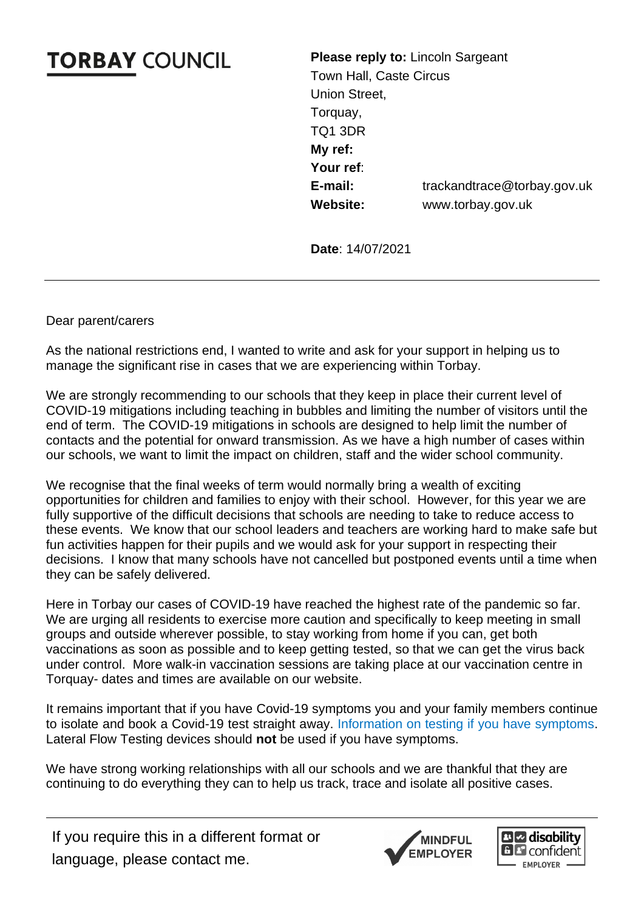**TORBAY COUNCIL**

**Please reply to:** Lincoln Sargeant
Town Hall, Caste Circus
Union Street,
Torquay,
TQ1 3DR
**My ref:**
**Your ref**:
**E-mail:** trackandtrace@torbay.gov.uk
**Website:** www.torbay.gov.uk

**Date**: 14/07/2021

---

Dear parent/carers

As the national restrictions end, I wanted to write and ask for your support in helping us to manage the significant rise in cases that we are experiencing within Torbay.

We are strongly recommending to our schools that they keep in place their current level of COVID-19 mitigations including teaching in bubbles and limiting the number of visitors until the end of term. The COVID-19 mitigations in schools are designed to help limit the number of contacts and the potential for onward transmission. As we have a high number of cases within our schools, we want to limit the impact on children, staff and the wider school community.

We recognise that the final weeks of term would normally bring a wealth of exciting opportunities for children and families to enjoy with their school. However, for this year we are fully supportive of the difficult decisions that schools are needing to take to reduce access to these events. We know that our school leaders and teachers are working hard to make safe but fun activities happen for their pupils and we would ask for your support in respecting their decisions. I know that many schools have not cancelled but postponed events until a time when they can be safely delivered.

Here in Torbay our cases of COVID-19 have reached the highest rate of the pandemic so far. We are urging all residents to exercise more caution and specifically to keep meeting in small groups and outside wherever possible, to stay working from home if you can, get both vaccinations as soon as possible and to keep getting tested, so that we can get the virus back under control. More walk-in vaccination sessions are taking place at our vaccination centre in Torquay- dates and times are available on our website.

It remains important that if you have Covid-19 symptoms you and your family members continue to isolate and book a Covid-19 test straight away. Information on testing if you have symptoms. Lateral Flow Testing devices should **not** be used if you have symptoms.

We have strong working relationships with all our schools and we are thankful that they are continuing to do everything they can to help us track, trace and isolate all positive cases.

---

If you require this in a different format or language, please contact me.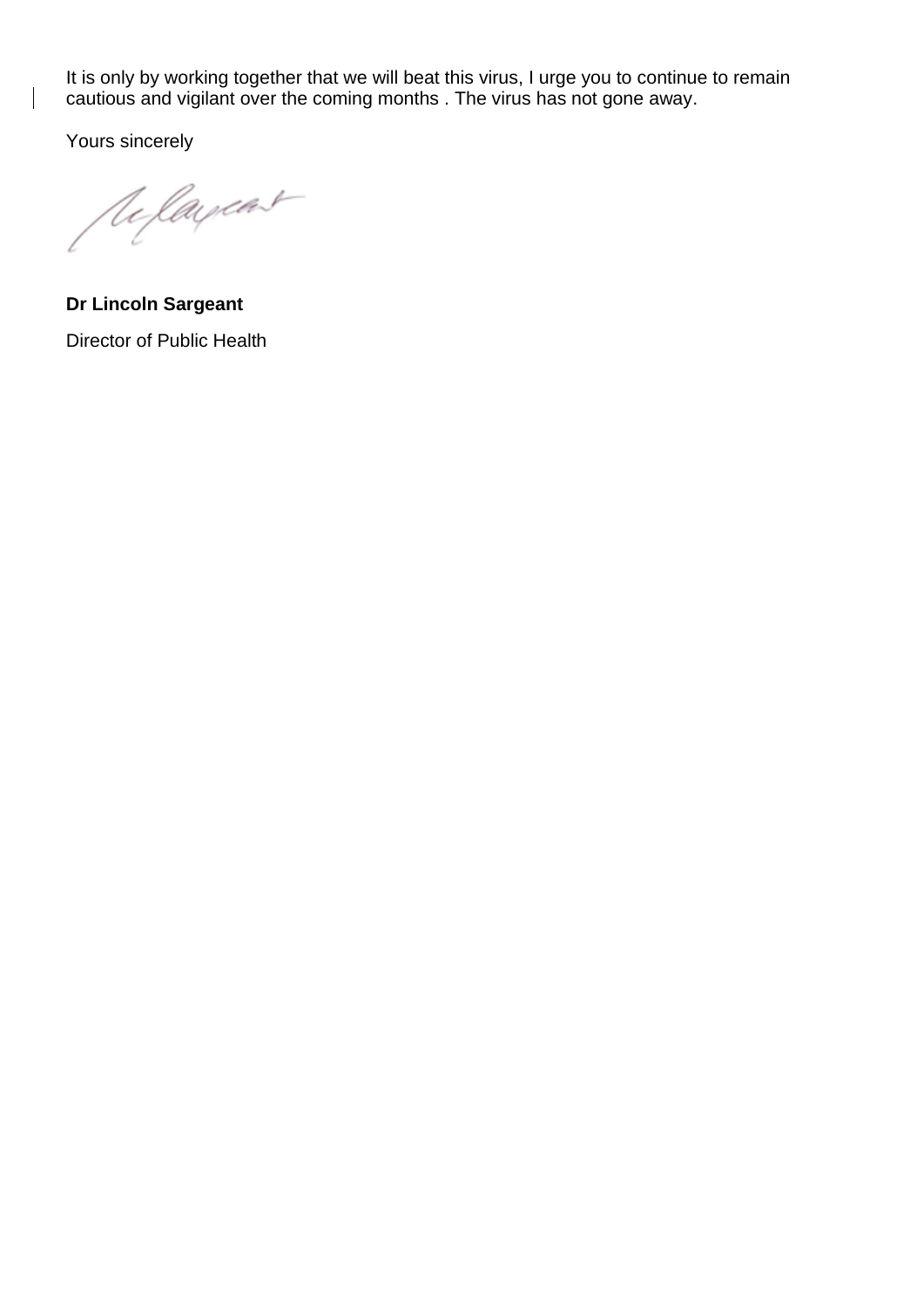It is only by working together that we will beat this virus, I urge you to continue to remain cautious and vigilant over the coming months . The virus has not gone away.

Yours sincerely

**Dr Lincoln Sargeant**

Director of Public Health